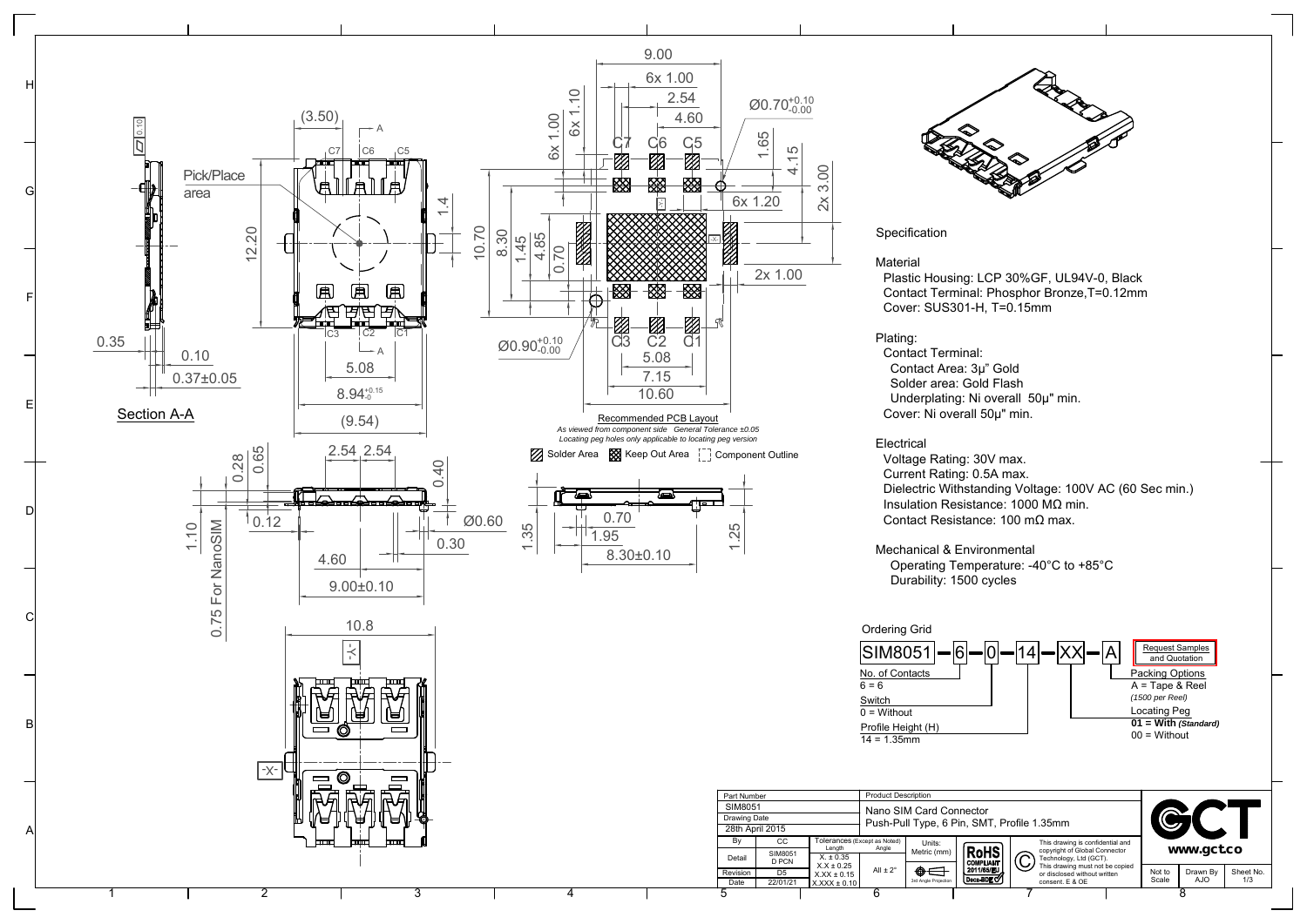Specification

Material
- Plastic Housing: LCP 30%GF, UL94V-0, Black
- Contact Terminal: Phosphor Bronze,T=0.12mm
- Cover: SUS301-H, T=0.15mm

Plating:
- Contact Terminal:
  - Contact Area: 3μ" Gold
  - Solder area: Gold Flash
  - Underplating: Ni overall 50μ" min.
- Cover: Ni overall 50μ" min.

Electrical
- Voltage Rating: 30V max.
- Current Rating: 0.5A max.
- Dielectric Withstanding Voltage: 100V AC (60 Sec min.)
- Insulation Resistance: 1000 MΩ min.
- Contact Resistance: 100 mΩ max.

Mechanical & Environmental
- Operating Temperature: -40°C to +85°C
- Durability: 1500 cycles

Ordering Grid

SIM8051 — 6 — 0 — 14 — XX — A

- No. of Contacts: 6 = 6
- Switch: 0 = Without
- Profile Height (H): 14 = 1.35mm
- Packing Options: A = Tape & Reel *(1500 per Reel)*
- Locating Peg: **01 = With *(Standard)***, 00 = Without

Request Samples and Quotation

Recommended PCB Layout
*As viewed from component side General Tolerance ±0.05*
*Locating peg holes only applicable to locating peg version*

Solder Area | Keep Out Area | Component Outline

Section A-A

Pick/Place area

0.75 For NanoSIM

| Part Number | SIM8051 | Product Description | Nano SIM Card Connector Push-Pull Type, 6 Pin, SMT, Profile 1.35mm |
|---|---|---|---|
| Drawing Date | 28th April 2015 | | |
| By | CC | Tolerances (Except as Noted) Length: X. ± 0.35, X.X ± 0.25, X.XX ± 0.15, X.XXX ± 0.10; Angle: All ± 2° | Units: Metric (mm), 3rd Angle Projection |
| Detail | SIM8051 D PCN | | |
| Revision | D5 | | |
| Date | 22/01/21 | | |

RoHS COMPLIANT 2011/65/EU Deca-BDE

This drawing is confidential and copyright of Global Connector Technology, Ltd (GCT). This drawing must not be copied or disclosed without written consent. E & OE

GCT www.gct.co

Not to Scale | Drawn By AJO | Sheet No. 1/3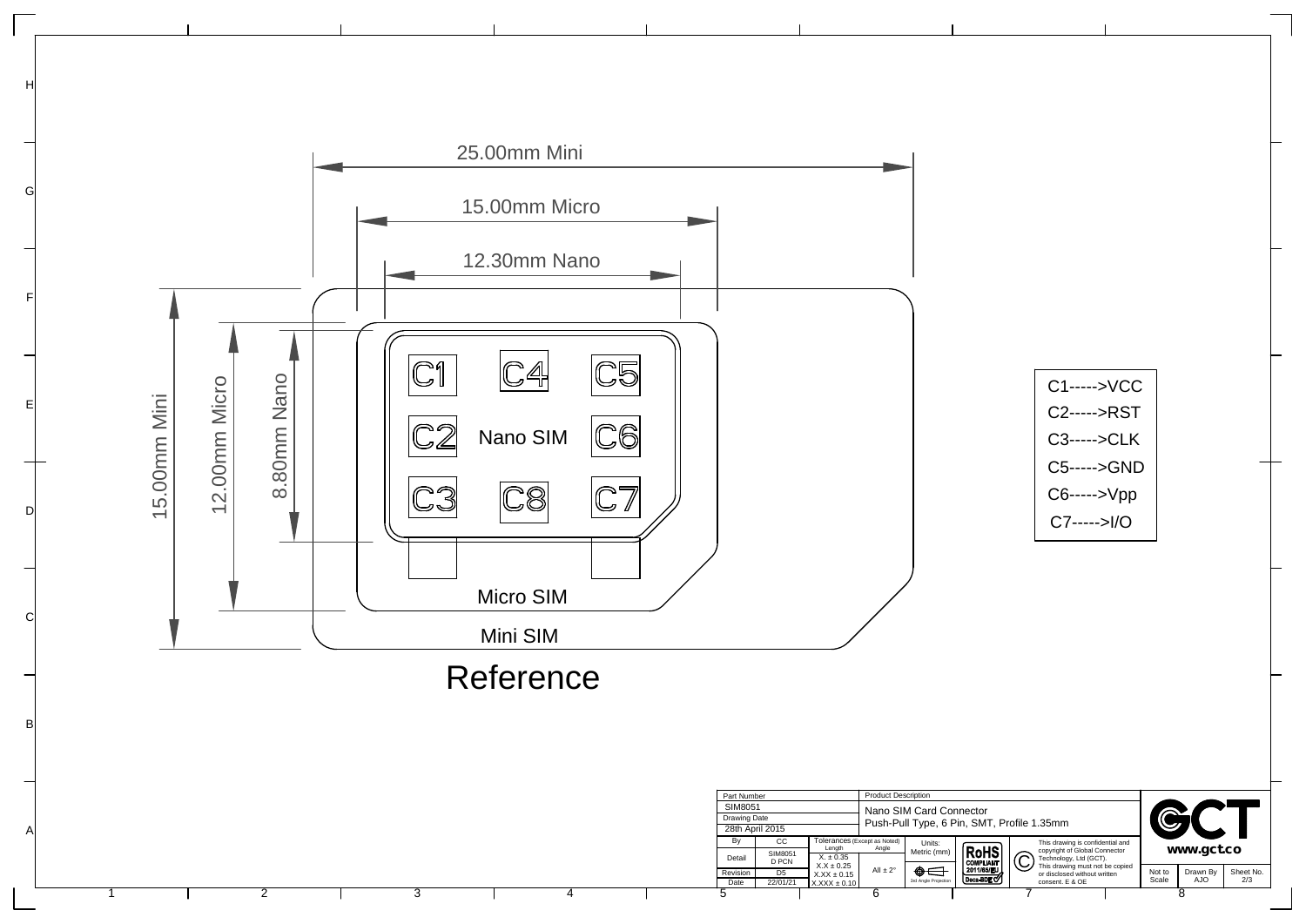25.00mm Mini

15.00mm Micro

12.30mm Nano

15.00mm Mini

12.00mm Micro

8.80mm Nano

C1 C4 C5

C2 Nano SIM C6

C3 C8 C7

Micro SIM

Mini SIM

# Reference

C1----->VCC
C2----->RST
C3----->CLK
C5----->GND
C6----->Vpp
C7----->I/O

| Part Number | | Product Description | |
|---|---|---|---|
| SIM8051 | | Nano SIM Card Connector Push-Pull Type, 6 Pin, SMT, Profile 1.35mm | |
| Drawing Date | | | |
| 28th April 2015 | | | |
| By | CC | Tolerances (Except as Noted) Length: X. ± 0.35, X.X ± 0.25, X.XX ± 0.15, X.XXX ± 0.10 | Angle: All ± 2° |
| Detail | SIM8051 D PCN | Units: Metric (mm) | 3rd Angle Projection |
| Revision | D5 | RoHS COMPLIANT 2011/65/EU | Deca-BDE |
| Date | 22/01/21 | | |

© This drawing is confidential and copyright of Global Connector Technology, Ltd (GCT). This drawing must not be copied or disclosed without written consent. E & OE

GCT www.gct.co

| Not to Scale | Drawn By | Sheet No. |
|---|---|---|
| | AJO | 2/3 |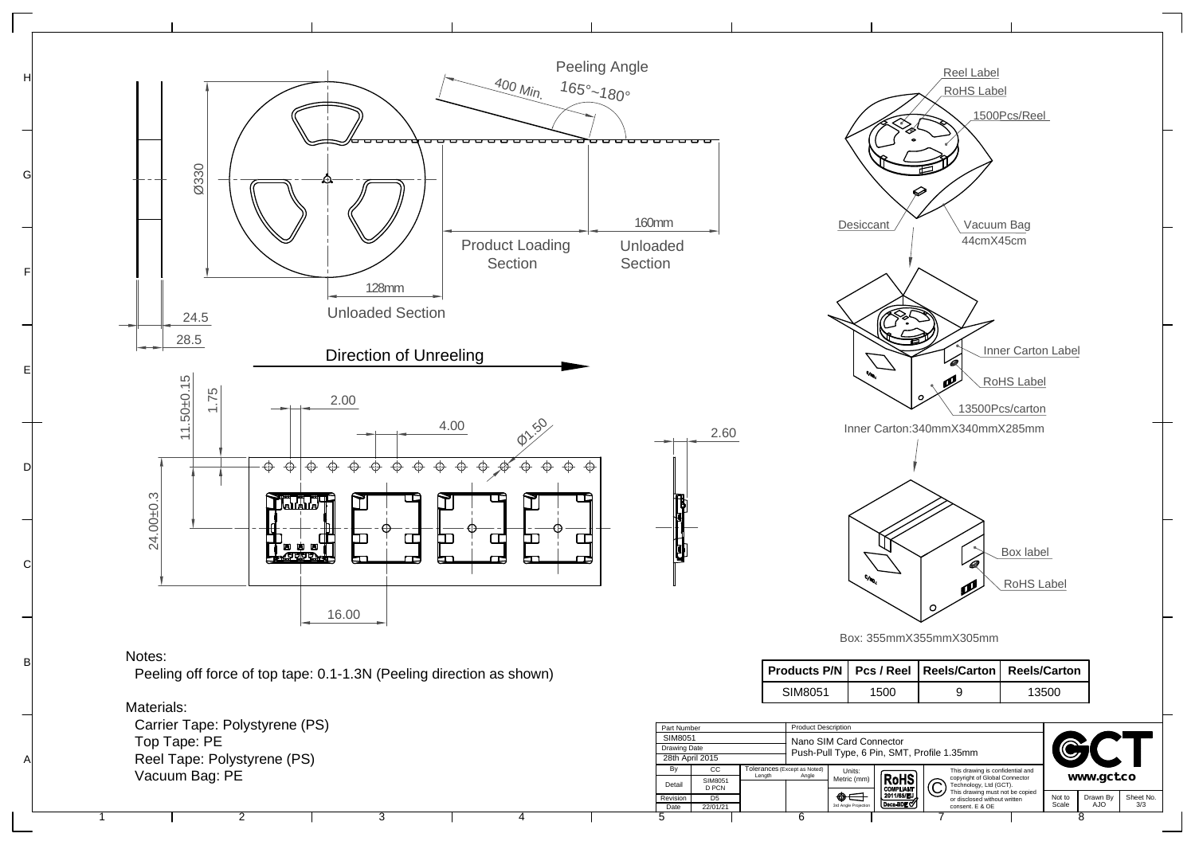Peeling Angle

400 Min.

165°~180°

Ø330

160mm

Product Loading Section

Unloaded Section

128mm

Unloaded Section

24.5

28.5

Direction of Unreeling

11.50±0.15

1.75

2.00

4.00

Ø1.50

2.60

24.00±0.3

16.00

Reel Label

RoHS Label

1500Pcs/Reel

Desiccant

Vacuum Bag 44cmX45cm

Inner Carton Label

RoHS Label

13500Pcs/carton

Inner Carton:340mmX340mmX285mm

Box label

RoHS Label

Box: 355mmX355mmX305mm

Notes:

Peeling off force of top tape: 0.1-1.3N (Peeling direction as shown)

Materials:

- Carrier Tape: Polystyrene (PS)
- Top Tape: PE
- Reel Tape: Polystyrene (PS)
- Vacuum Bag: PE

| Products P/N | Pcs / Reel | Reels/Carton | Reels/Carton |
|---|---|---|---|
| SIM8051 | 1500 | 9 | 13500 |

| | |
|---|---|
| Part Number | SIM8051 |
| Drawing Date | 28th April 2015 |
| By | CC |
| Detail | SIM8051 D PCN |
| Revision | D5 |
| Date | 22/01/21 |

Product Description: Nano SIM Card Connector Push-Pull Type, 6 Pin, SMT, Profile 1.35mm

Tolerances (Except as Noted) Length Angle

Units: Metric (mm)

3rd Angle Projection

RoHS COMPLIANT 2011/65/EU

This drawing is confidential and copyright of Global Connector Technology, Ltd (GCT). This drawing must not be copied or disclosed without written consent. E & OE

GCT www.gct.co

Not to Scale | Drawn By AJO | Sheet No. 3/3